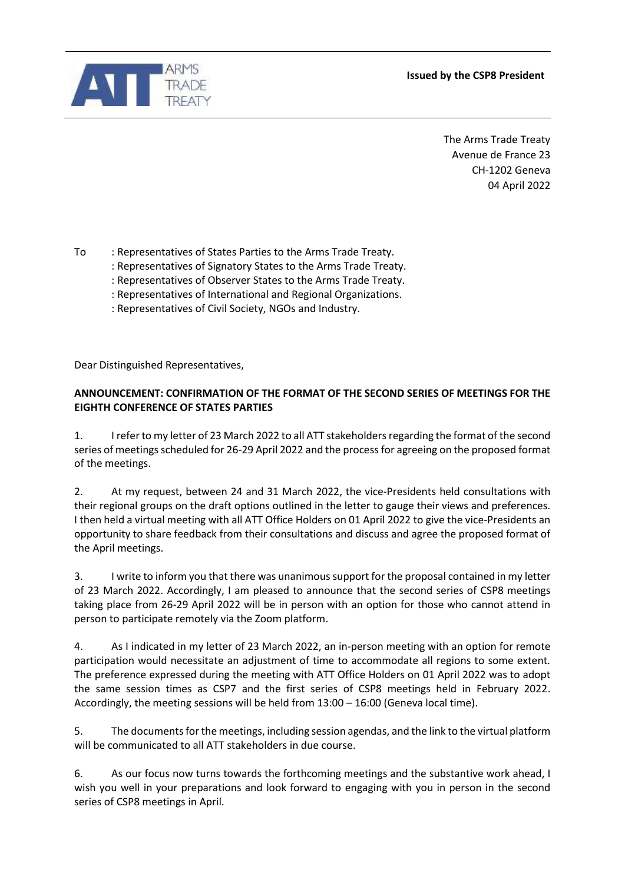**Issued by the CSP8 President**

The Arms Trade Treaty
Avenue de France 23
CH-1202 Geneva
04 April 2022

To : Representatives of States Parties to the Arms Trade Treaty.
: Representatives of Signatory States to the Arms Trade Treaty.
: Representatives of Observer States to the Arms Trade Treaty.
: Representatives of International and Regional Organizations.
: Representatives of Civil Society, NGOs and Industry.

Dear Distinguished Representatives,

**ANNOUNCEMENT: CONFIRMATION OF THE FORMAT OF THE SECOND SERIES OF MEETINGS FOR THE EIGHTH CONFERENCE OF STATES PARTIES**

1. I refer to my letter of 23 March 2022 to all ATT stakeholders regarding the format of the second series of meetings scheduled for 26-29 April 2022 and the process for agreeing on the proposed format of the meetings.

2. At my request, between 24 and 31 March 2022, the vice-Presidents held consultations with their regional groups on the draft options outlined in the letter to gauge their views and preferences. I then held a virtual meeting with all ATT Office Holders on 01 April 2022 to give the vice-Presidents an opportunity to share feedback from their consultations and discuss and agree the proposed format of the April meetings.

3. I write to inform you that there was unanimous support for the proposal contained in my letter of 23 March 2022. Accordingly, I am pleased to announce that the second series of CSP8 meetings taking place from 26-29 April 2022 will be in person with an option for those who cannot attend in person to participate remotely via the Zoom platform.

4. As I indicated in my letter of 23 March 2022, an in-person meeting with an option for remote participation would necessitate an adjustment of time to accommodate all regions to some extent. The preference expressed during the meeting with ATT Office Holders on 01 April 2022 was to adopt the same session times as CSP7 and the first series of CSP8 meetings held in February 2022. Accordingly, the meeting sessions will be held from 13:00 – 16:00 (Geneva local time).

5. The documents for the meetings, including session agendas, and the link to the virtual platform will be communicated to all ATT stakeholders in due course.

6. As our focus now turns towards the forthcoming meetings and the substantive work ahead, I wish you well in your preparations and look forward to engaging with you in person in the second series of CSP8 meetings in April.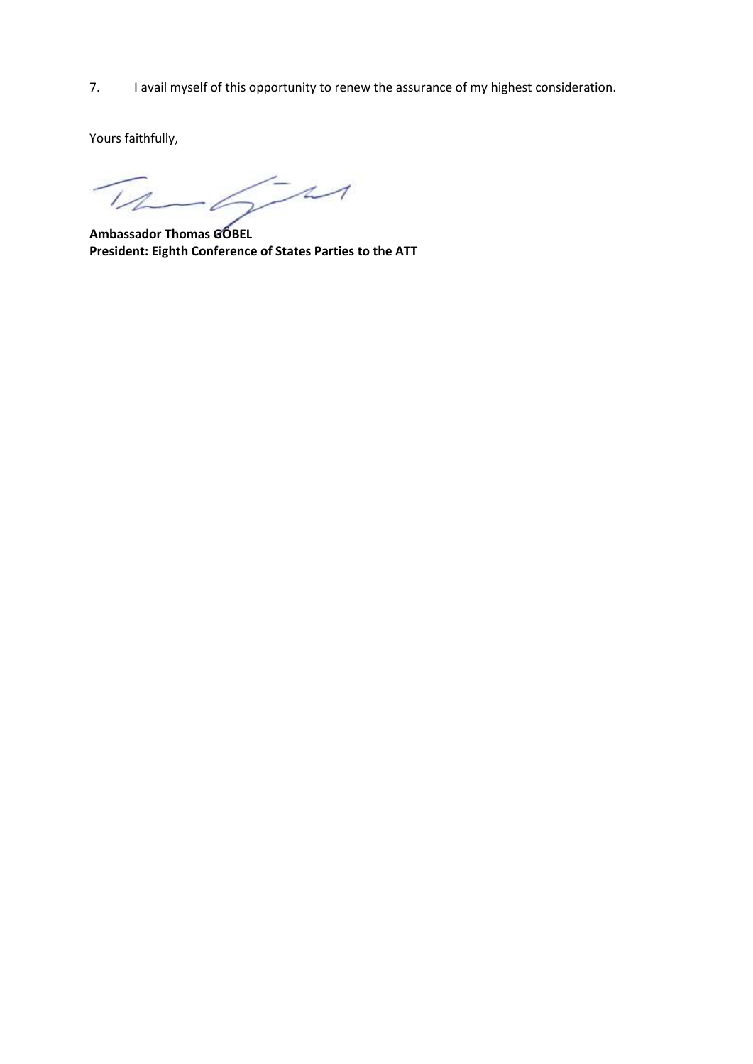7. I avail myself of this opportunity to renew the assurance of my highest consideration.

Yours faithfully,

**Ambassador Thomas GÖBEL**
**President: Eighth Conference of States Parties to the ATT**